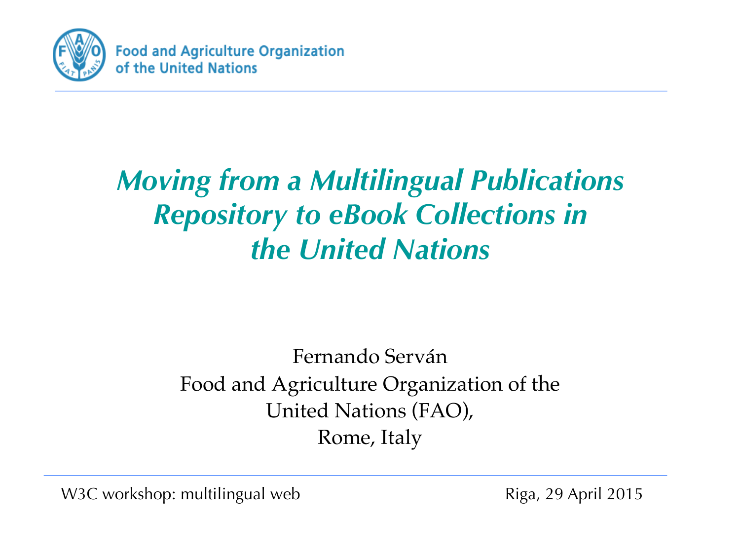Food and Agriculture Organization of the United Nations

# *Moving from a Multilingual Publications Repository to eBook Collections in the United Nations*

Fernando Serván
Food and Agriculture Organization of the United Nations (FAO),
Rome, Italy

W3C workshop: multilingual web

Riga, 29 April 2015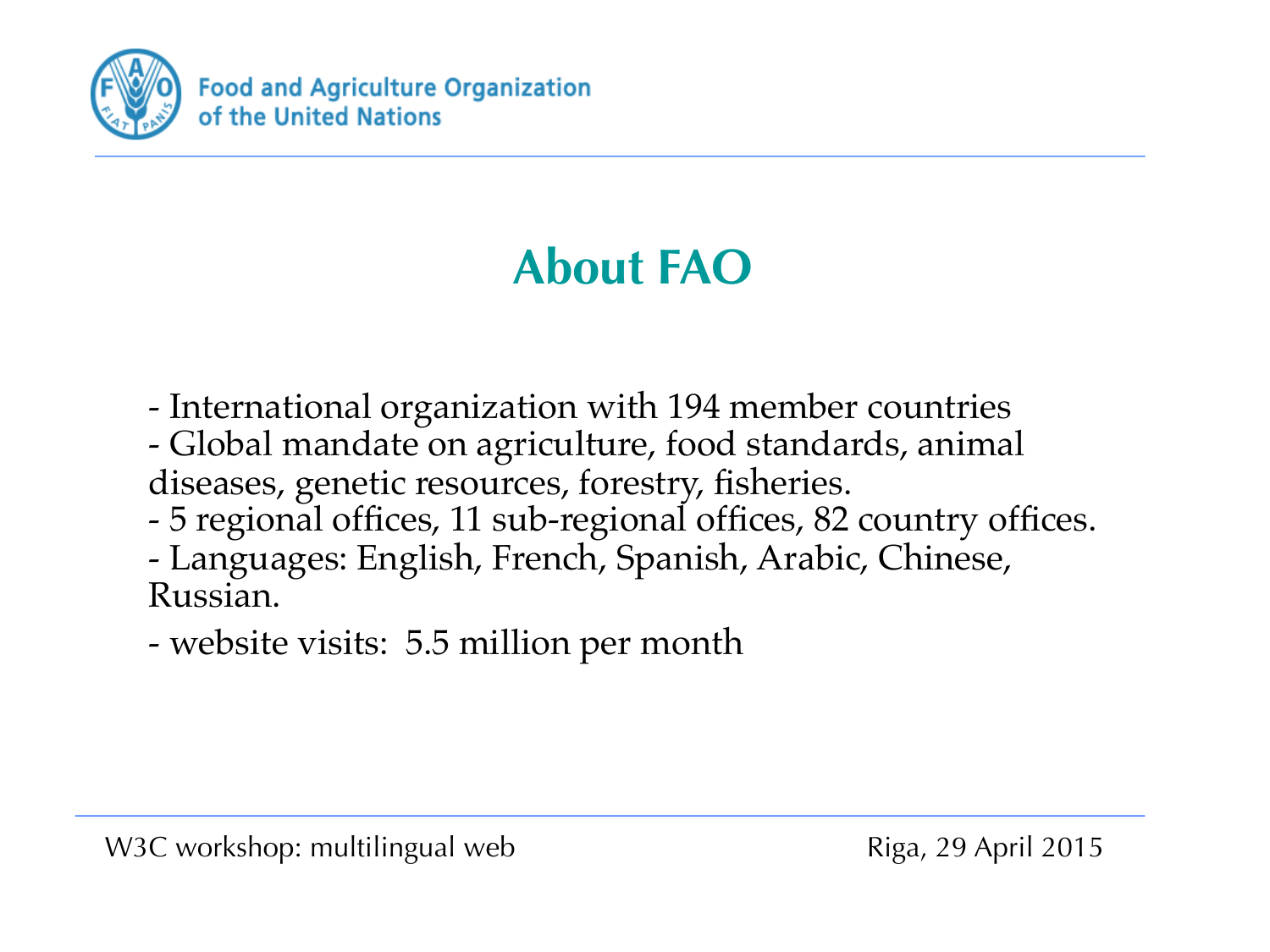# About FAO

- International organization with 194 member countries
- Global mandate on agriculture, food standards, animal diseases, genetic resources, forestry, fisheries.
- 5 regional offices, 11 sub-regional offices, 82 country offices.
- Languages: English, French, Spanish, Arabic, Chinese, Russian.
- website visits: 5.5 million per month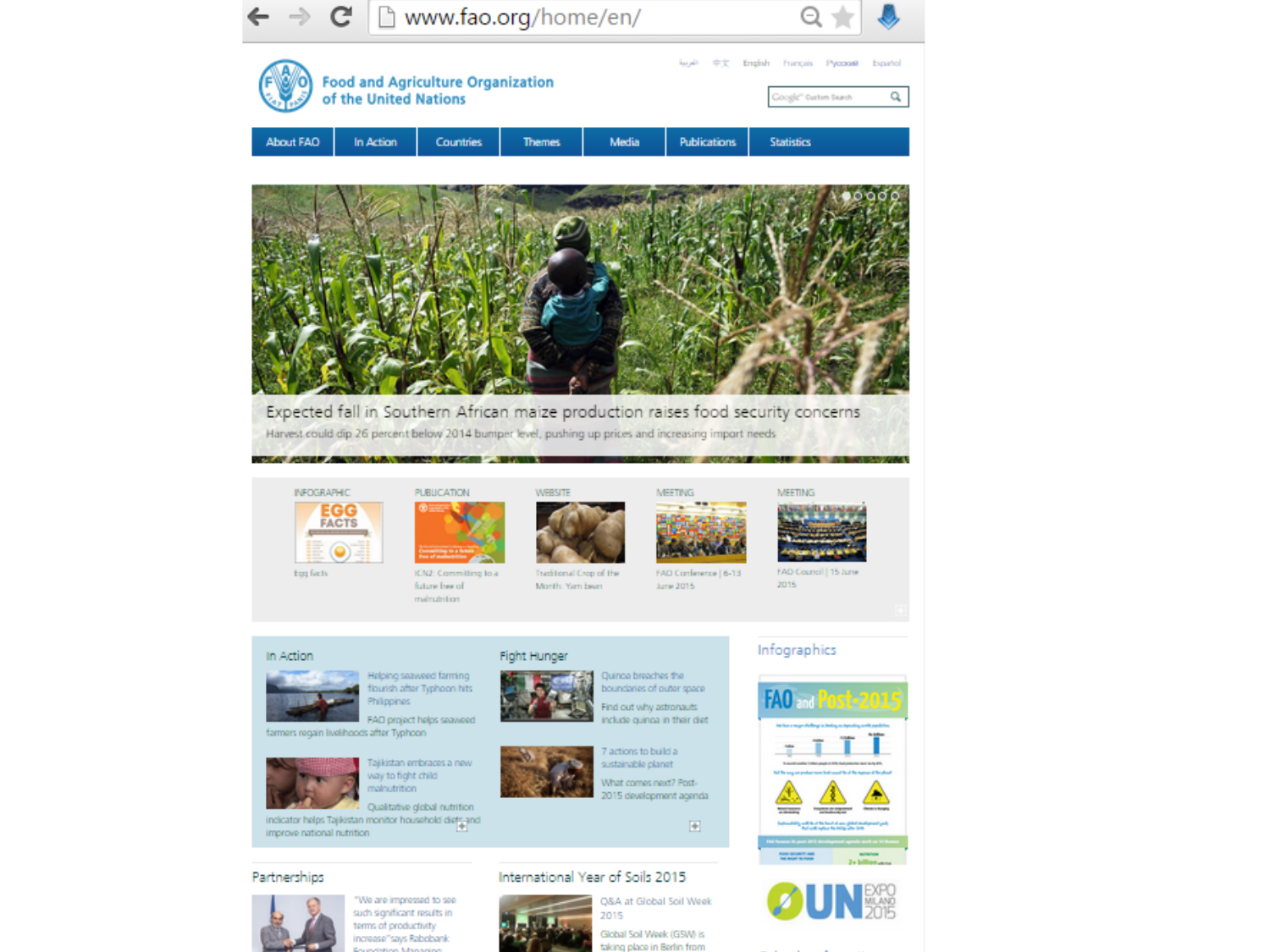www.fao.org/home/en/

العربية 中文 English Français Русский Español

Food and Agriculture Organization of the United Nations

About FAO | In Action | Countries | Themes | Media | Publications | Statistics

Expected fall in Southern African maize production raises food security concerns

Harvest could dip 26 percent below 2014 bumper level, pushing up prices and increasing import needs

INFOGRAPHIC
Egg facts

PUBLICATION
ICN2: Committing to a future free of malnutrition

WEBSITE
Traditional Crop of the Month: Yam bean

MEETING
FAO Conference | 6-13 June 2015

MEETING
FAO Council | 15 June 2015

## In Action

Helping seaweed farming flourish after Typhoon hits Philippines

FAO project helps seaweed farmers regain livelihoods after Typhoon

Tajikistan embraces a new way to fight child malnutrition

Qualitative global nutrition indicator helps Tajikistan monitor household diets and improve national nutrition

## Fight Hunger

Quinoa breaches the boundaries of outer space

Find out why astronauts include quinoa in their diet

7 actions to build a sustainable planet

What comes next? Post-2015 development agenda

## Infographics

FAO and Post-2015

UN EXPO MILANO 2015

## Partnerships

"We are impressed to see such significant results in terms of productivity increase" says Rabobank Foundation Managing

## International Year of Soils 2015

Q&A at Global Soil Week 2015

Global Soil Week (GSW) is taking place in Berlin from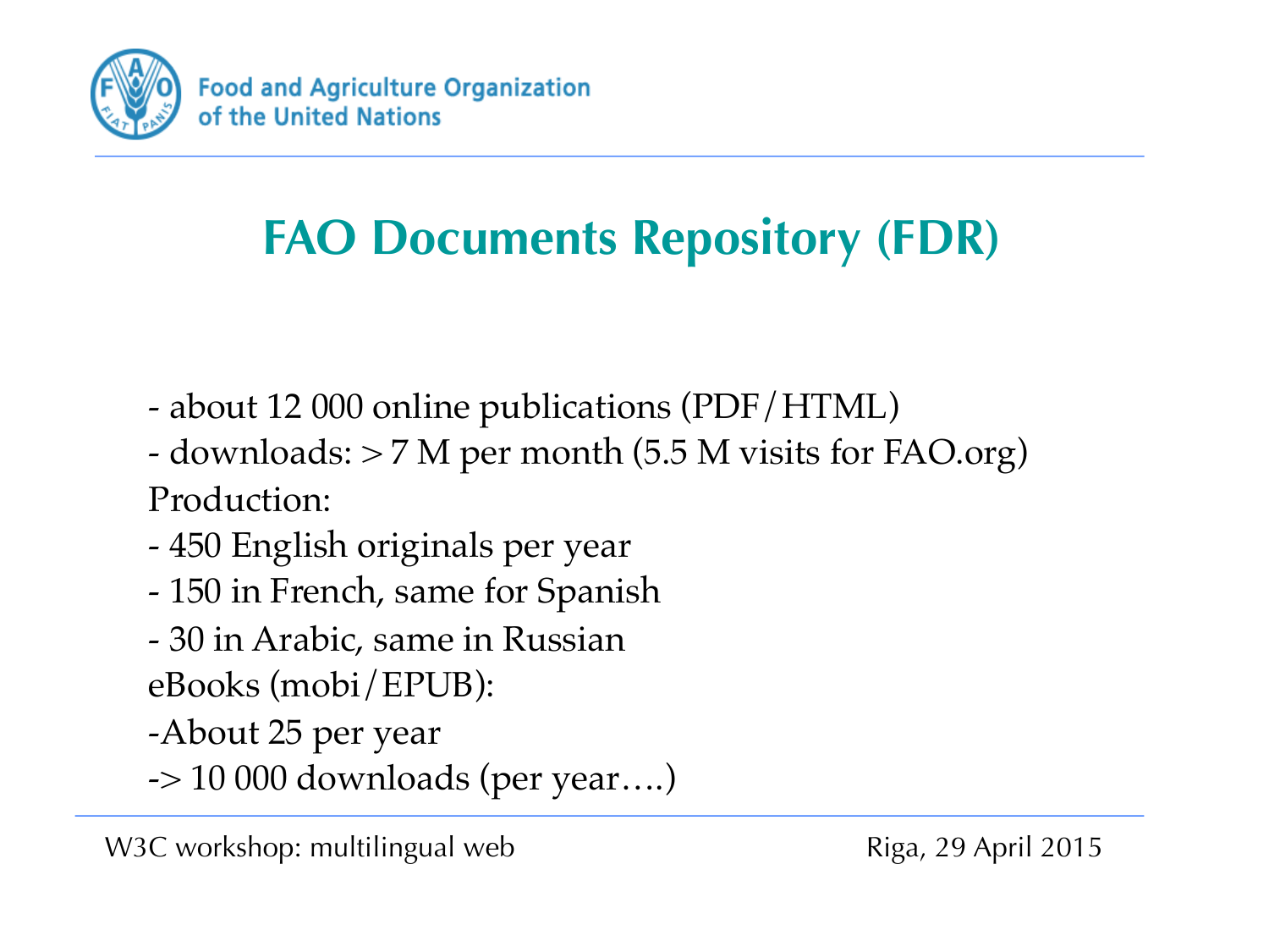# FAO Documents Repository (FDR)

- about 12 000 online publications (PDF/HTML)
- downloads: > 7 M per month (5.5 M visits for FAO.org)

Production:

- 450 English originals per year
- 150 in French, same for Spanish
- 30 in Arabic, same in Russian

eBooks (mobi/EPUB):

-About 25 per year

-> 10 000 downloads (per year….)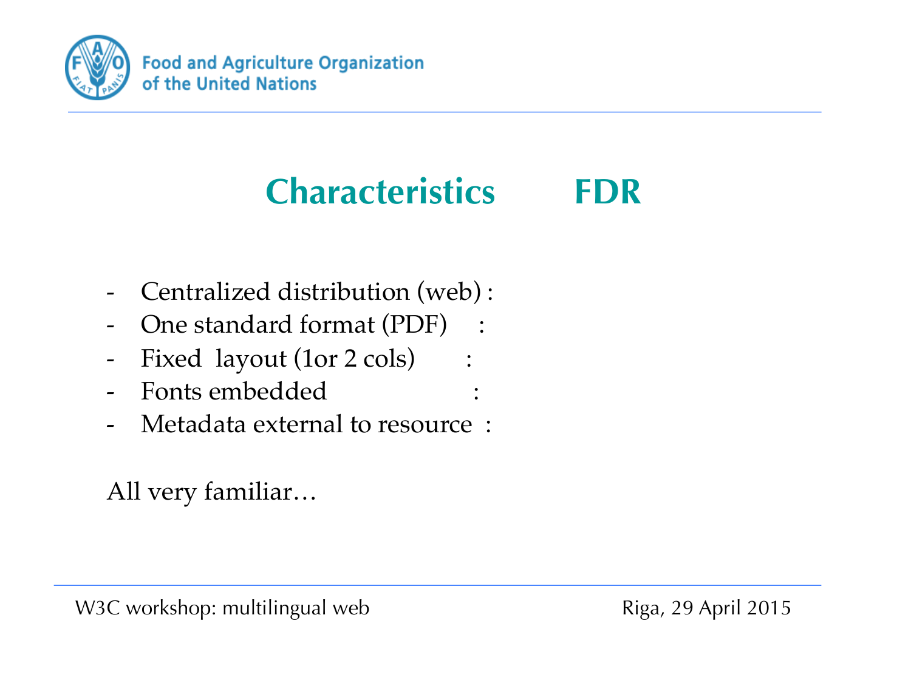# Characteristics FDR

- Centralized distribution (web) :
- One standard format (PDF) :
- Fixed layout (1or 2 cols) :
- Fonts embedded :
- Metadata external to resource :

All very familiar…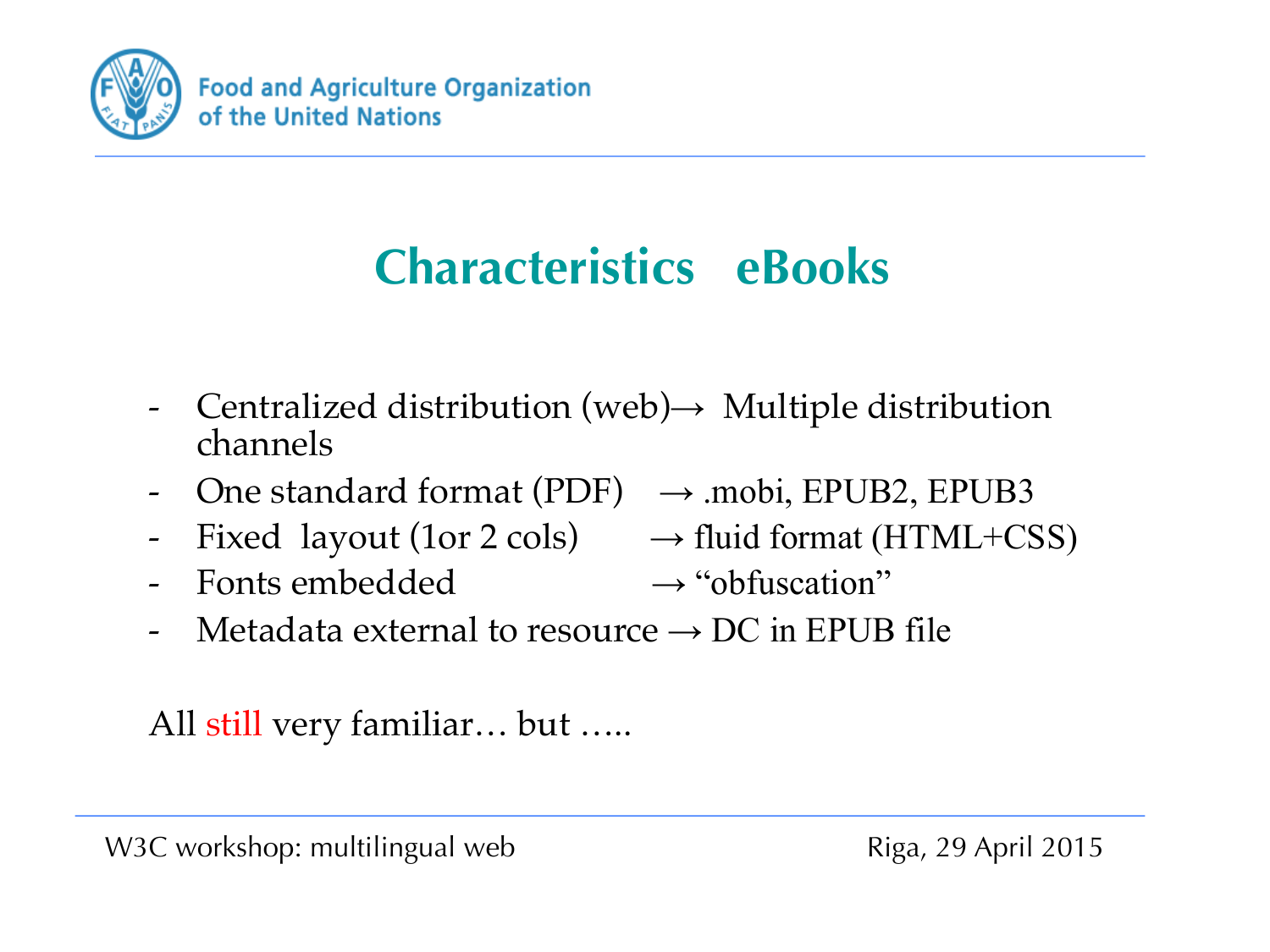# Characteristics eBooks

- Centralized distribution (web)→ Multiple distribution channels
- One standard format (PDF) → .mobi, EPUB2, EPUB3
- Fixed layout (1or 2 cols) → fluid format (HTML+CSS)
- Fonts embedded → "obfuscation"
- Metadata external to resource → DC in EPUB file

All still very familiar… but …..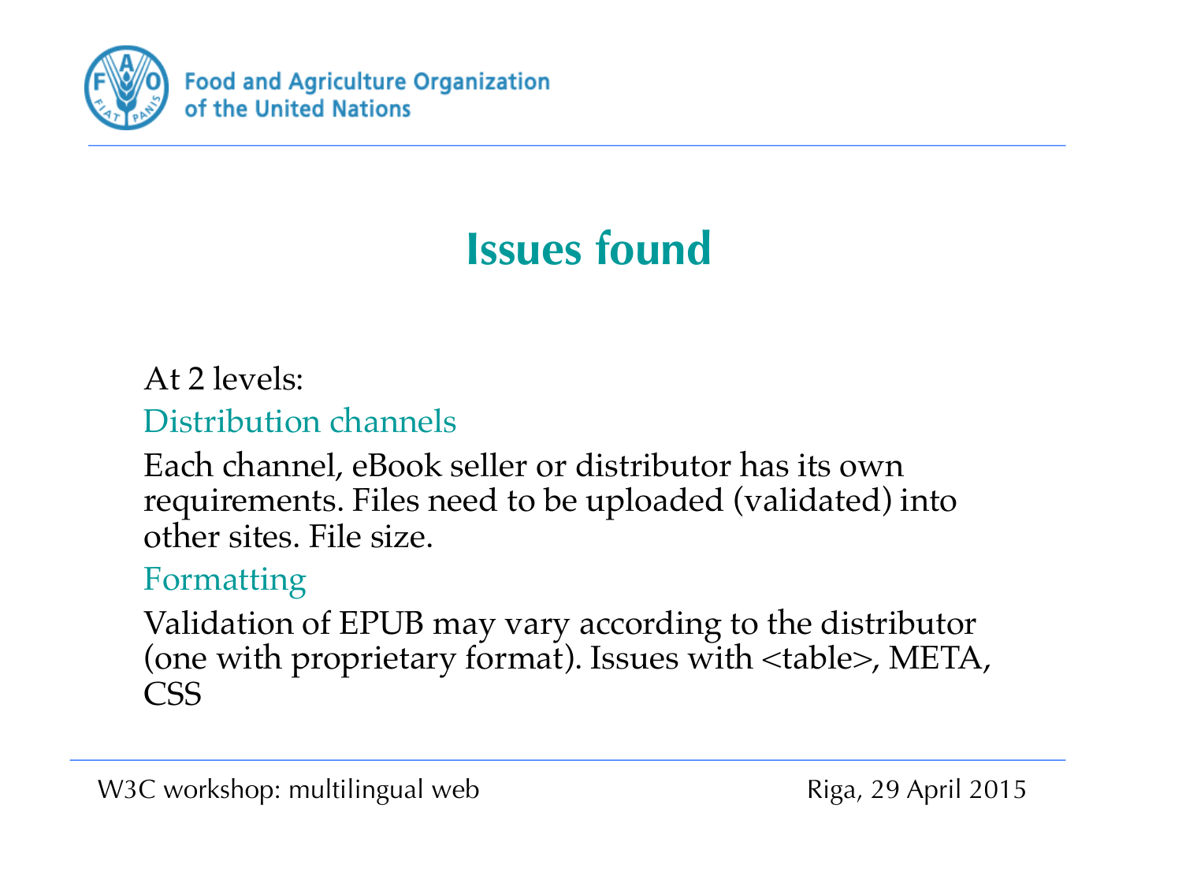# Issues found

At 2 levels:

### Distribution channels

Each channel, eBook seller or distributor has its own requirements. Files need to be uploaded (validated) into other sites. File size.

### Formatting

Validation of EPUB may vary according to the distributor (one with proprietary format). Issues with <table>, META, CSS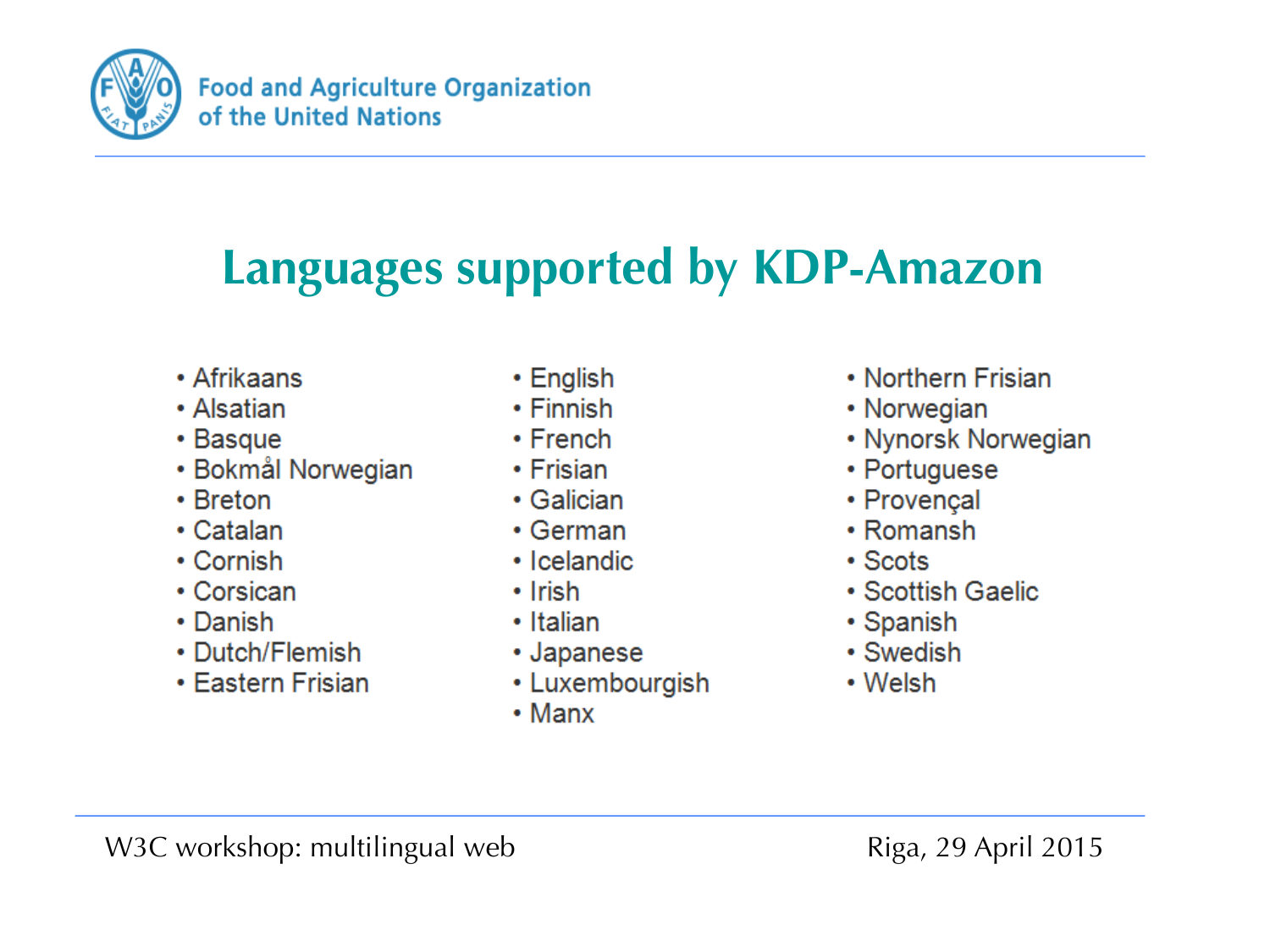# Languages supported by KDP-Amazon

- Afrikaans
- Alsatian
- Basque
- Bokmål Norwegian
- Breton
- Catalan
- Cornish
- Corsican
- Danish
- Dutch/Flemish
- Eastern Frisian
- English
- Finnish
- French
- Frisian
- Galician
- German
- Icelandic
- Irish
- Italian
- Japanese
- Luxembourgish
- Manx
- Northern Frisian
- Norwegian
- Nynorsk Norwegian
- Portuguese
- Provençal
- Romansh
- Scots
- Scottish Gaelic
- Spanish
- Swedish
- Welsh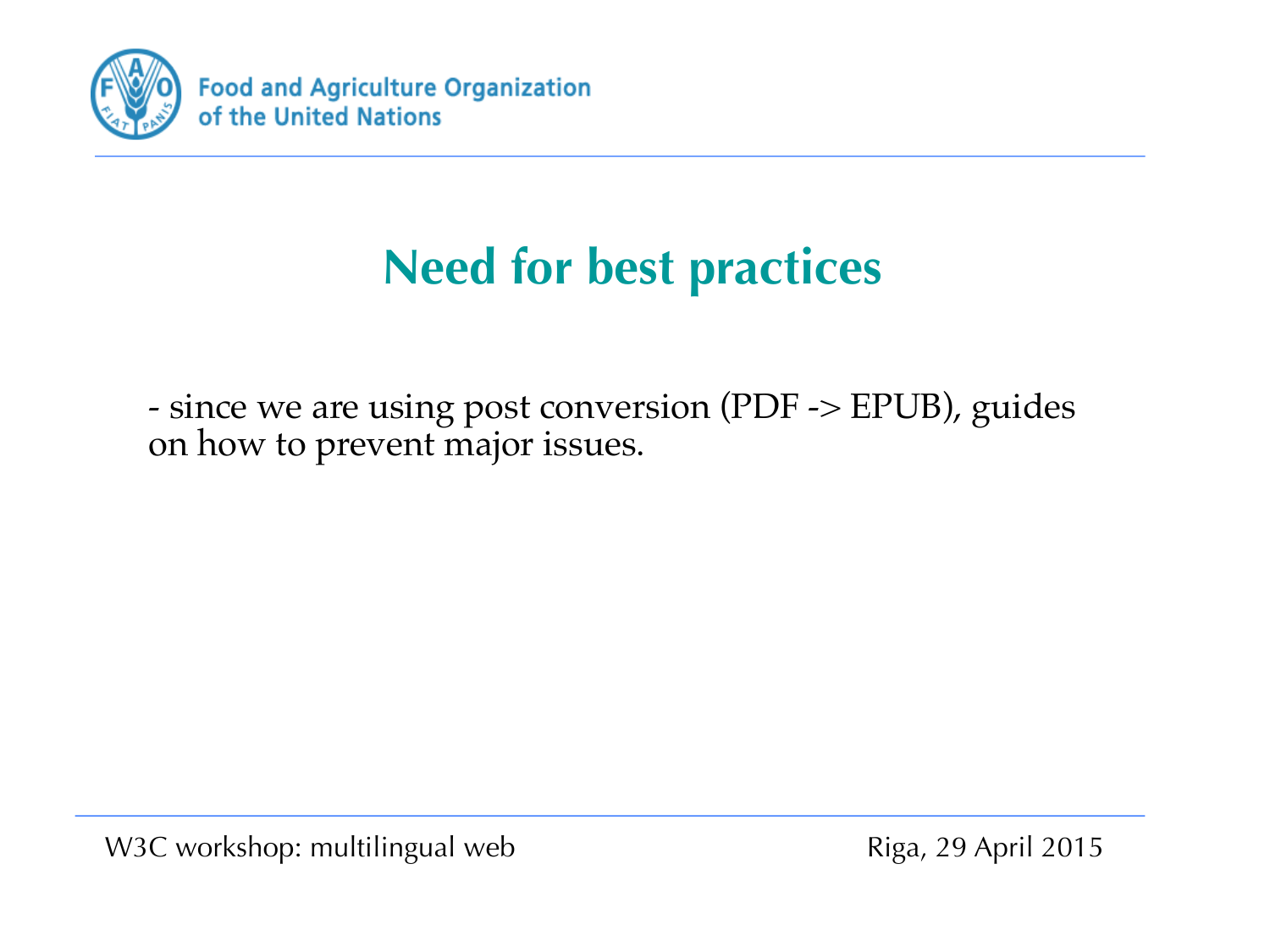# Need for best practices

- since we are using post conversion (PDF -> EPUB), guides on how to prevent major issues.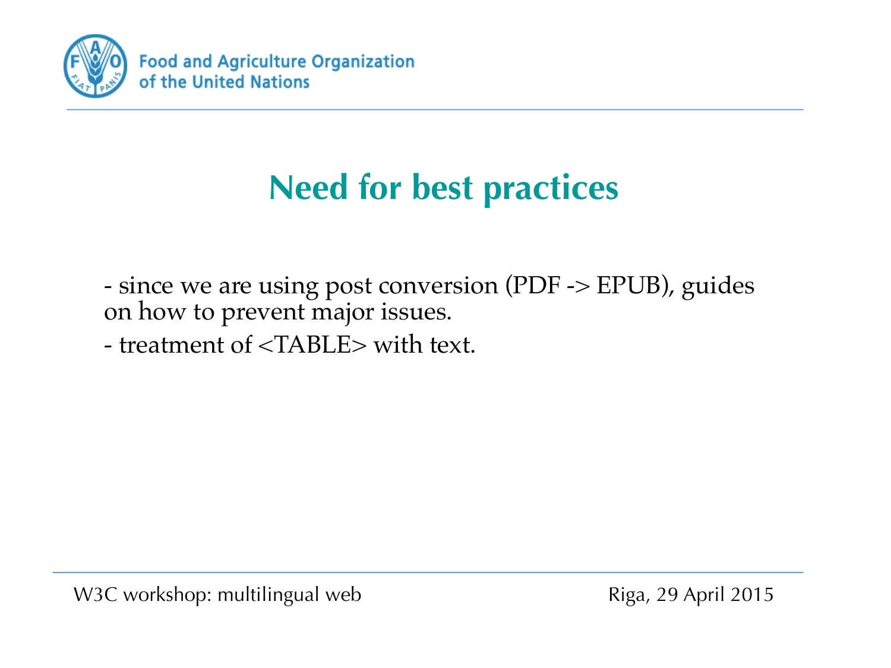# Need for best practices

- since we are using post conversion (PDF -> EPUB), guides on how to prevent major issues.
- treatment of <TABLE> with text.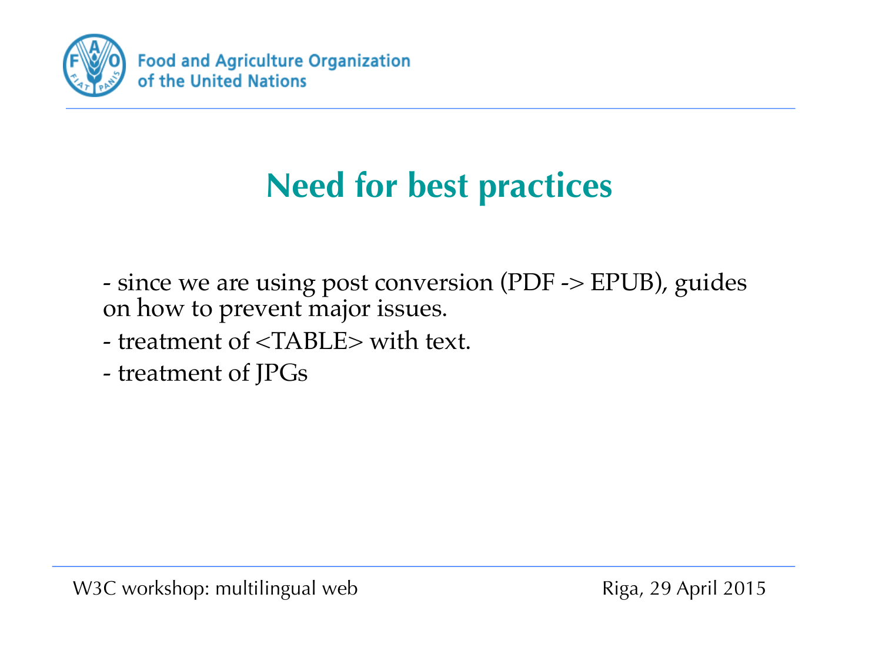# Need for best practices

- since we are using post conversion (PDF -> EPUB), guides on how to prevent major issues.
- treatment of <TABLE> with text.
- treatment of JPGs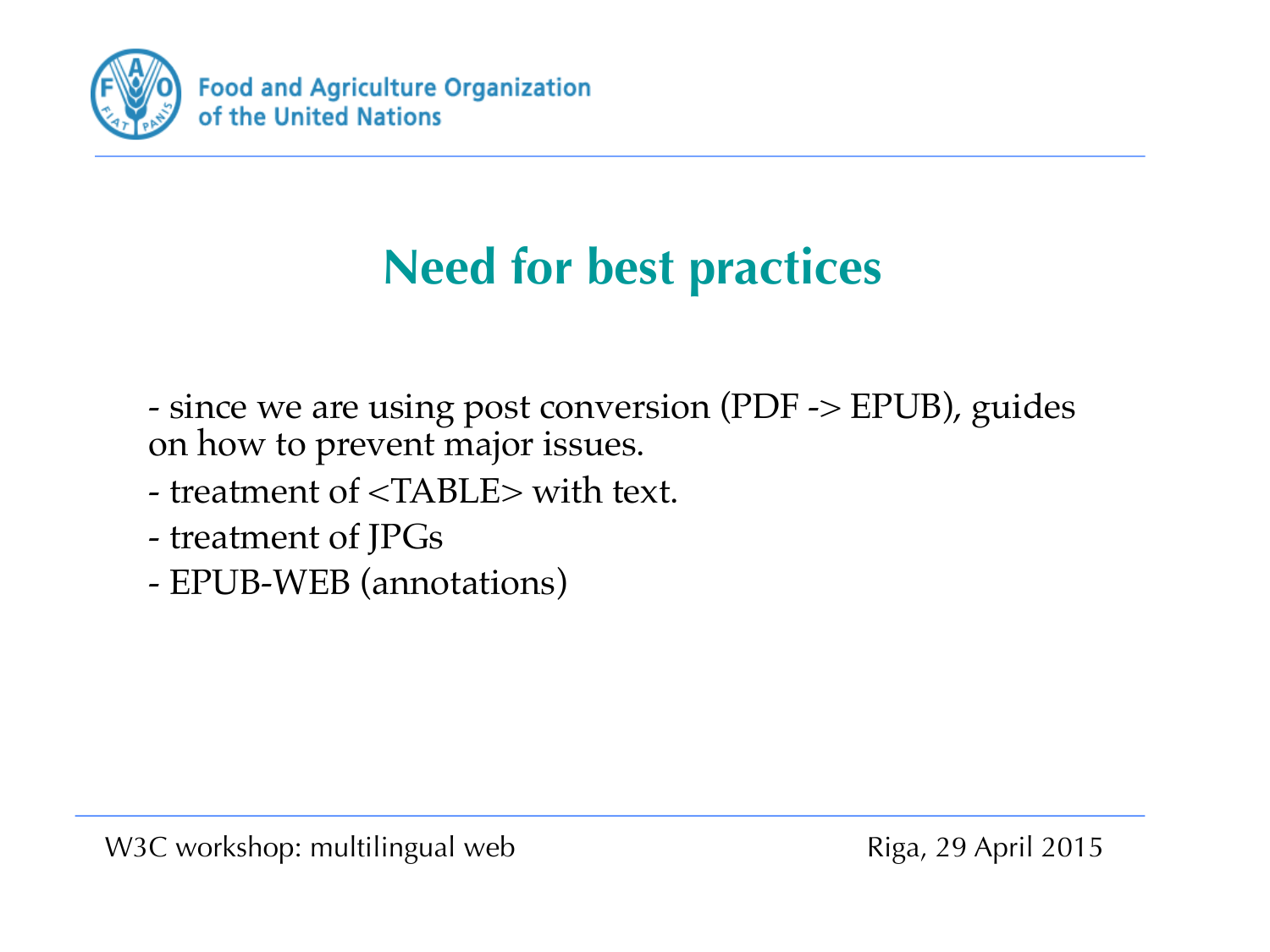## Need for best practices

- since we are using post conversion (PDF -> EPUB), guides on how to prevent major issues.
- treatment of <TABLE> with text.
- treatment of JPGs
- EPUB-WEB (annotations)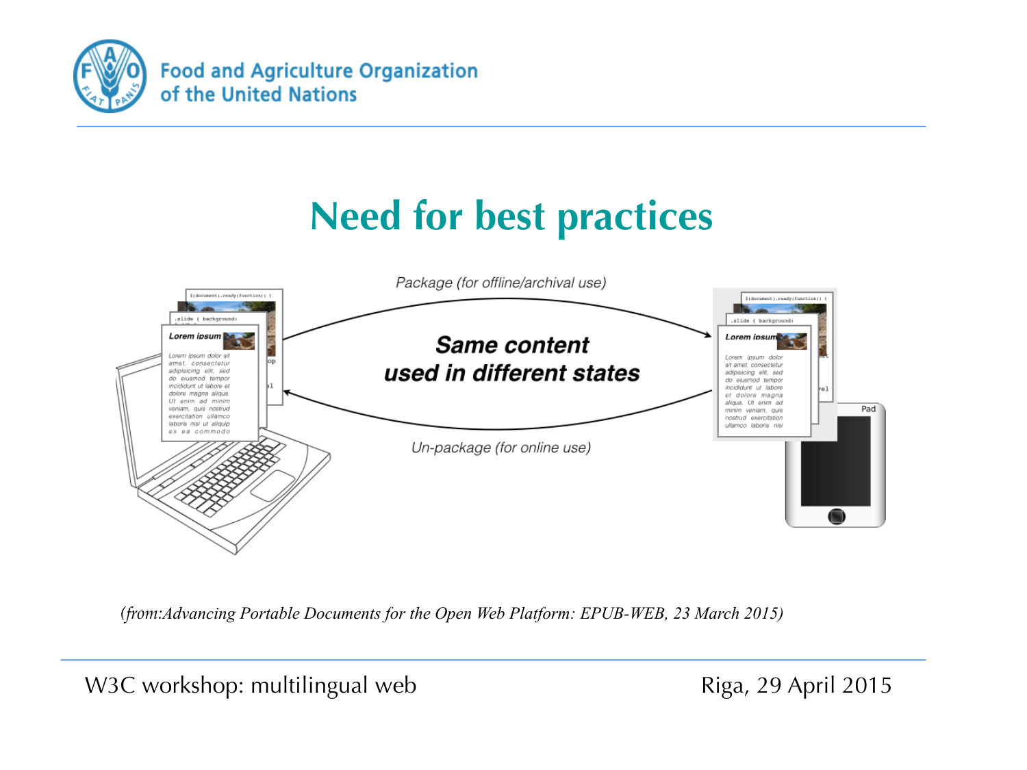# Need for best practices

Package (for offline/archival use)

**Same content used in different states**

Un-package (for online use)

*(from:Advancing Portable Documents for the Open Web Platform: EPUB-WEB, 23 March 2015)*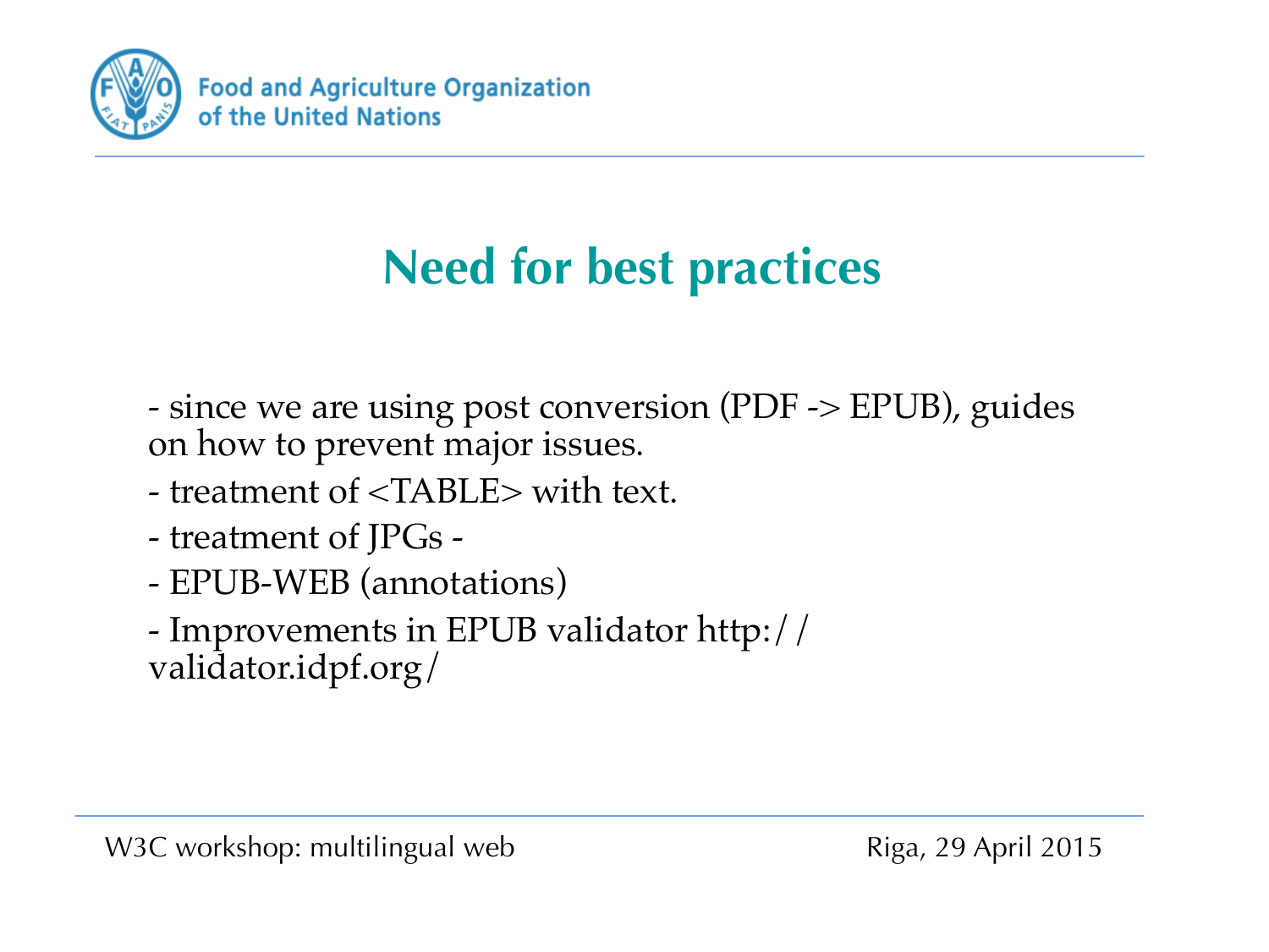# Need for best practices

- since we are using post conversion (PDF -> EPUB), guides on how to prevent major issues.
- treatment of <TABLE> with text.
- treatment of JPGs -
- EPUB-WEB (annotations)
- Improvements in EPUB validator http://validator.idpf.org/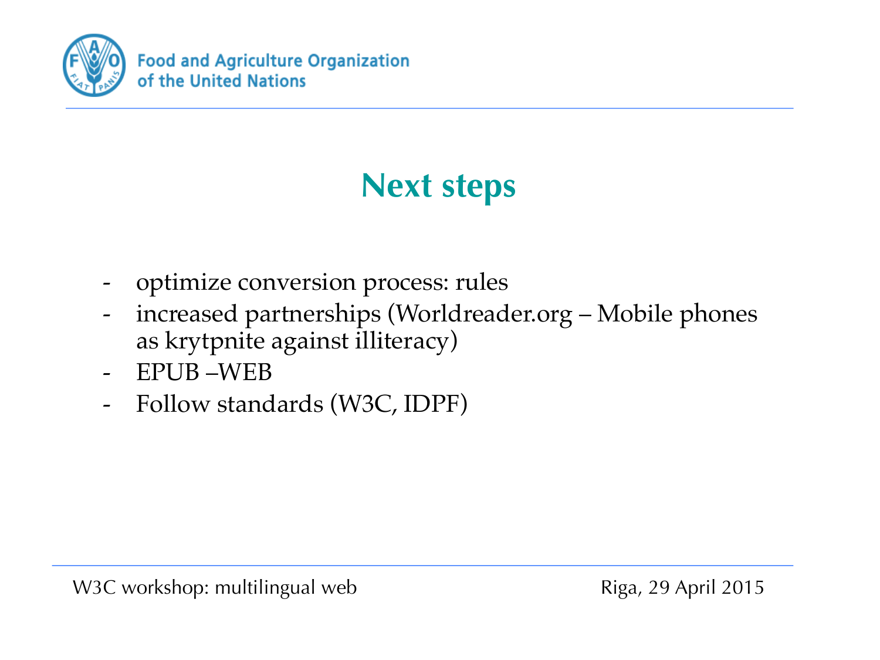# Next steps

- optimize conversion process: rules
- increased partnerships (Worldreader.org – Mobile phones as krytpnite against illiteracy)
- EPUB –WEB
- Follow standards (W3C, IDPF)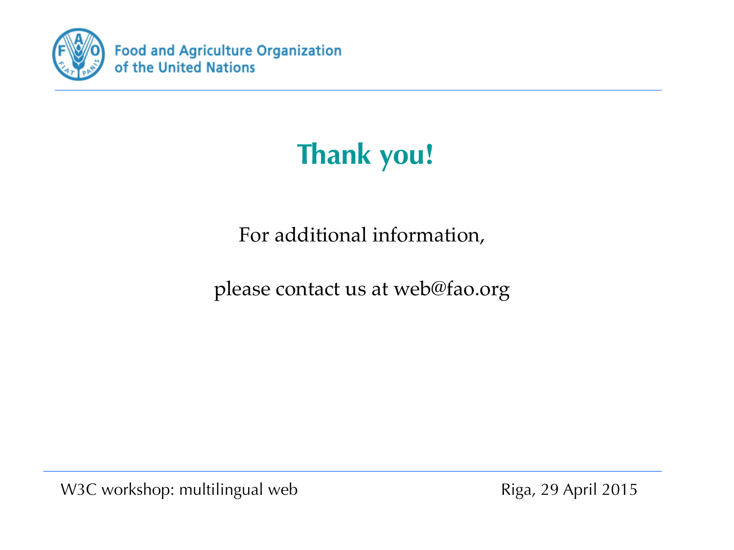Food and Agriculture Organization of the United Nations

# Thank you!

For additional information,

please contact us at web@fao.org